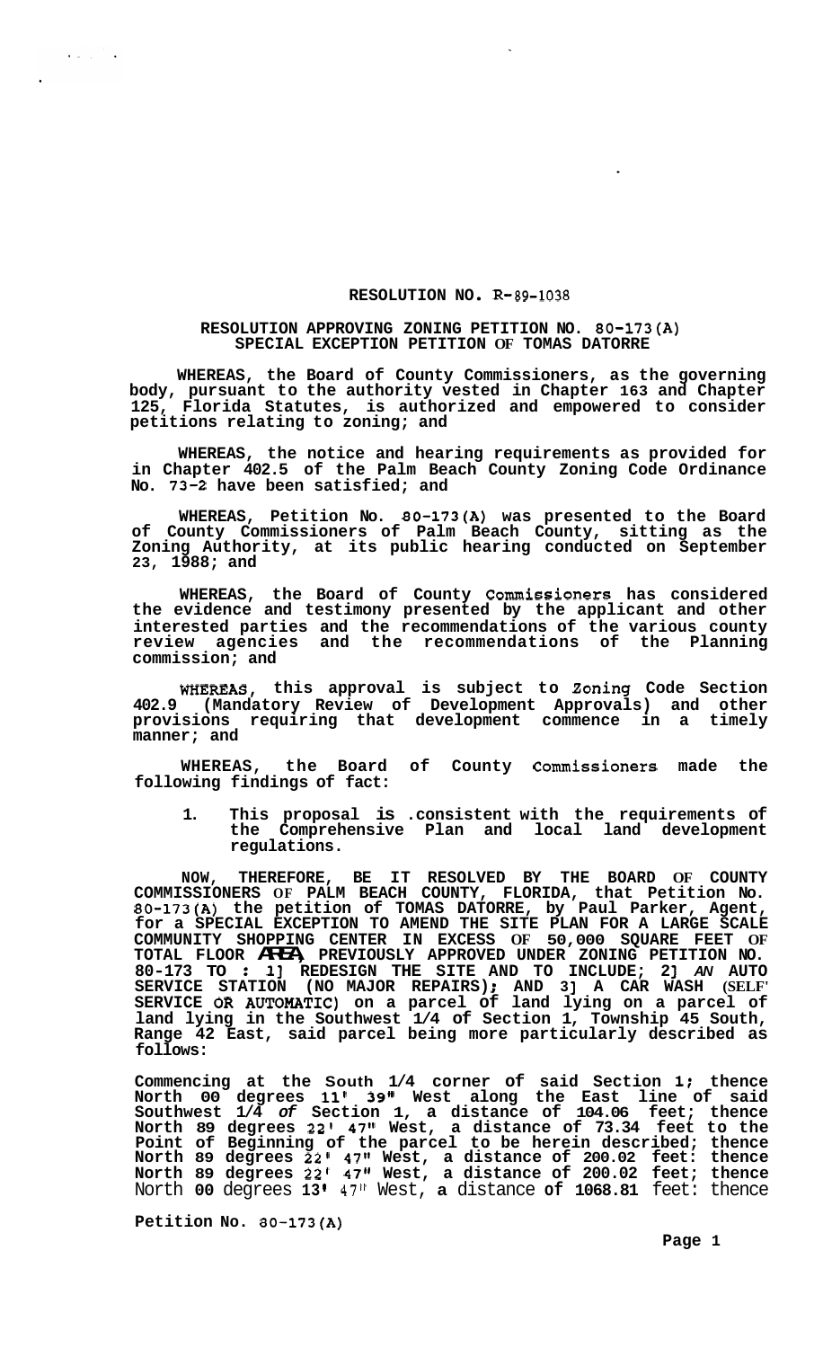**RESOLUTION NO. R-89-1038**

**RESOLUTION APPROVING ZONING PETITION NO. 80-173(A) SPECIAL EXCEPTION PETITION OF TOMAS DATORRE**

**WHEREAS, the Board of County Commissioners, as the governing body, pursuant to the authority vested in Chapter 163 and Chapter 125, Florida Statutes, is authorized and empowered to consider petitions relating to zoning; and**

**WHEREAS, the notice and hearing requirements as provided for in Chapter 402.5 of the Palm Beach County Zoning Code Ordinance No. 73-2 have been satisfied; and**

**WHEREAS, Petition No. 80-173(A) was presented to the Board of County Commissioners of Palm Beach County, sitting as the Zoning Authority, at its public hearing conducted on September 23, 1988; and**

**WHEREAS, the Board of County Commissioners has considered the evidence and testimony presented by the applicant and other interested parties and the recommendations of the various county review agencies and the recommendations of the Planning commission; and**

**WHEREAS, this approval is subject to Zoning Code Section 402.9 (Mandatory Review of Development Approvals) and other provisions requiring that development commence in a timely manner; and**

**WHEREAS, the Board of County Commissioners made the following findings of fact:**

1. **This proposal is .consistent with the requirements of the Comprehensive Plan and local land development regulations.**

**NOW, THEREFORE, BE IT RESOLVED BY THE BOARD OF COUNTY COMMISSIONERS OF PALM BEACH COUNTY, FLORIDA, that Petition No. 80-173(A) the petition of TOMAS DATORRE, by Paul Parker, Agent, for a SPECIAL EXCEPTION TO AMEND THE SITE PLAN FOR A LARGE SCALE COMMUNITY SHOPPING CENTER IN EXCESS OF 50,000 SQUARE FEET OF TOTAL FLOOR AREA PREVIOUSLY APPROVED UNDER ZONING PETITION NO. 80-173 TO : 1] REDESIGN THE SITE AND TO INCLUDE; 2] AN AUTO SERVICE STATION (NO MAJOR REPAIRS); AND 3] A CAR WASH (SELF SERVICE OR AUTOMATIC) on a parcel of land lying on a parcel of land lying in the Southwest 1/4 of Section 1, Township 45 South, Range 42 East, said parcel being more particularly described as follows:**

**Commencing at the South 1/4 corner of said Section 1; thence North 00 degrees 11' 39" West along the East line of said Southwest 1/4 of Section 1, a distance of 104.06 feet; thence North 89 degrees 22' 47" West, a distance of 73.34 feet to the Point of Beginning of the parcel to be herein described; thence North 89 degrees 22' 47" West, a distance of 200.02 feet: thence North 89 degrees 22' 47" West, a distance of 200.02 feet; thence** North **00** degrees **13' 47"** West, **a** distance **of 1068.81** feet: thence

**Petition No. 80-173(A)**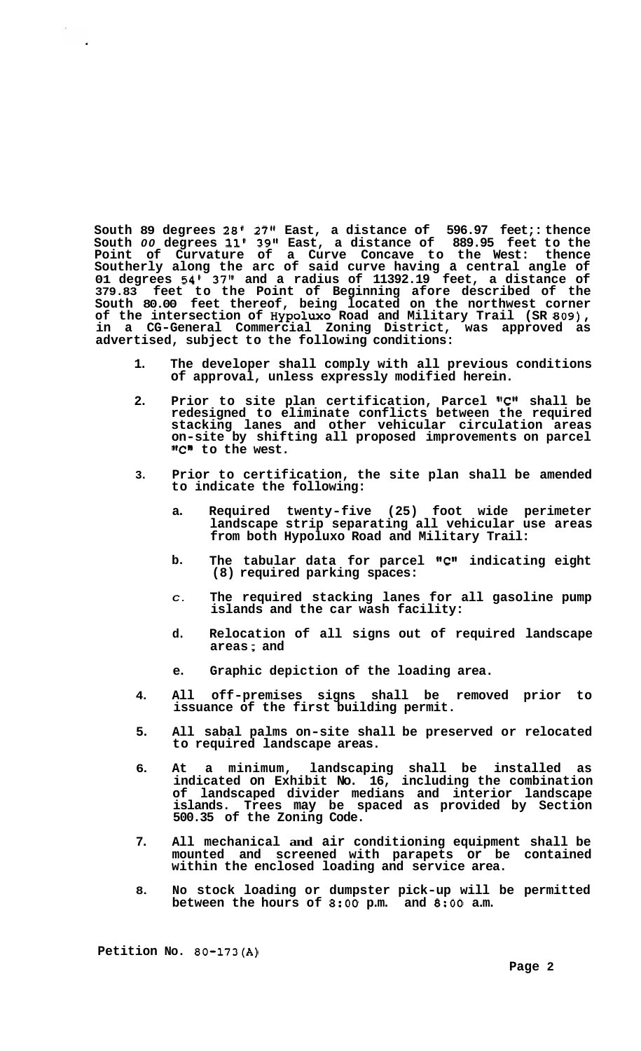**South 89 degrees 28' 27" East, a distance of 596.97 feet; thence South 00 degrees 11' 39" East, a distance of 889.95 feet to the Point of Curvature of a Curve Concave to the West: thence Southerly along the arc of said curve having a central angle of 01 degrees 54' 37" and a radius of 11392.19 feet, a distance of 379.83 feet to the Point of Beginning afore described of the South 80.00 feet thereof, being located on the northwest corner of the intersection of Hypoluxo Road and Military Trail (SR 809), in a CG-General Commercial Zoning District, was approved as advertised, subject to the following conditions:**

1. **The developer shall comply with all previous conditions of approval, unless expressly modified herein.**

2. **Prior to site plan certification, Parcel "C" shall be redesigned to eliminate conflicts between the required stacking lanes and other vehicular circulation areas on-site by shifting all proposed improvements on parcel "C" to the west.**

3. **Prior to certification, the site plan shall be amended to indicate the following:**

   a. **Required twenty-five (25) foot wide perimeter landscape strip separating all vehicular use areas from both Hypoluxo Road and Military Trail:**

   b. **The tabular data for parcel "C" indicating eight (8) required parking spaces:**

   c. **The required stacking lanes for all gasoline pump islands and the car wash facility:**

   d. **Relocation of all signs out of required landscape areas; and**

   e. **Graphic depiction of the loading area.**

4. **All off-premises signs shall be removed prior to issuance of the first building permit.**

5. **All sabal palms on-site shall be preserved or relocated to required landscape areas.**

6. **At a minimum, landscaping shall be installed as indicated on Exhibit No. 16, including the combination of landscaped divider medians and interior landscape islands. Trees may be spaced as provided by Section 500.35 of the Zoning Code.**

7. **All mechanical and air conditioning equipment shall be mounted and screened with parapets or be contained within the enclosed loading and service area.**

8. **No stock loading or dumpster pick-up will be permitted between the hours of 8:00 p.m. and 8:00 a.m.**

**Petition No. 80-173(A)**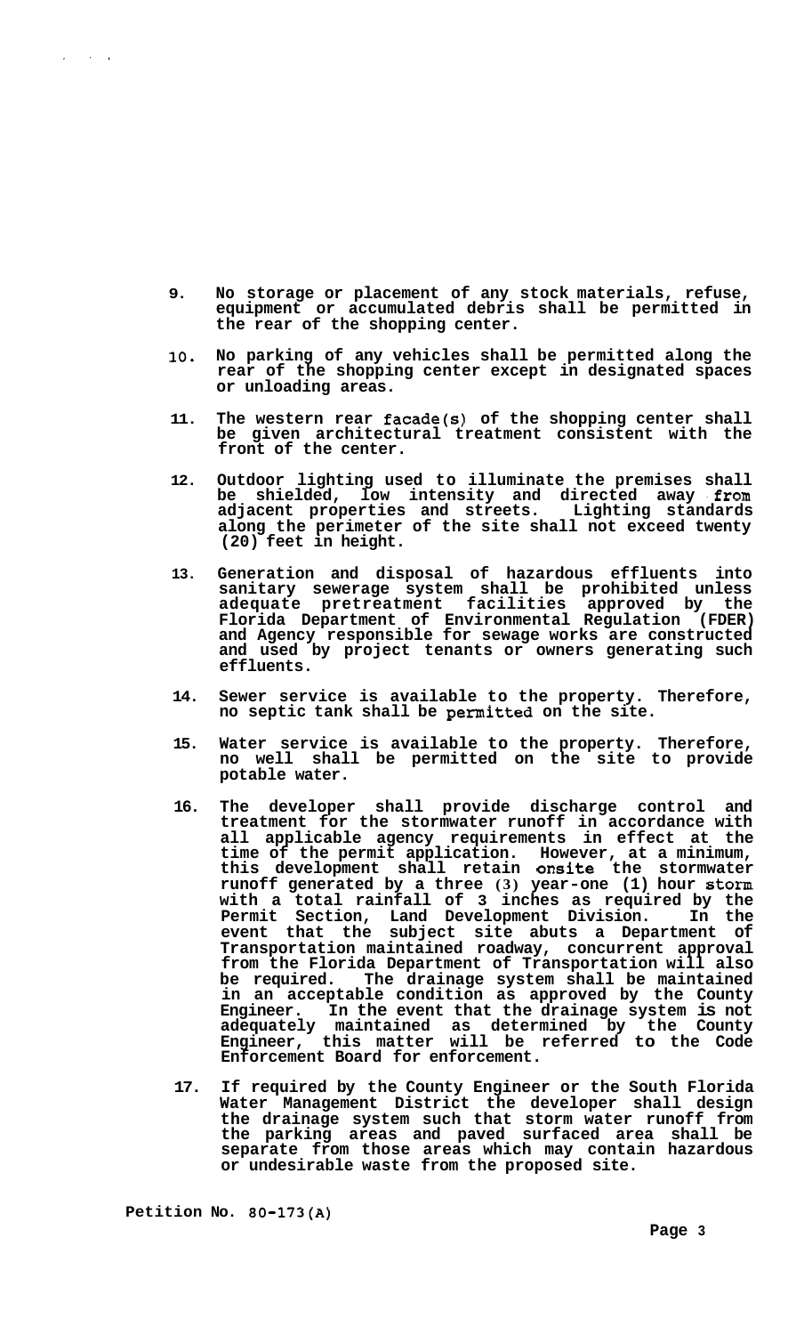9. **No storage or placement of any stock materials, refuse, equipment or accumulated debris shall be permitted in the rear of the shopping center.**

10. **No parking of any vehicles shall be permitted along the rear of the shopping center except in designated spaces or unloading areas.**

11. **The western rear facade(s) of the shopping center shall be given architectural treatment consistent with the front of the center.**

12. **Outdoor lighting used to illuminate the premises shall be shielded, low intensity and directed away from adjacent properties and streets. Lighting standards along the perimeter of the site shall not exceed twenty (20) feet in height.**

13. **Generation and disposal of hazardous effluents into sanitary sewerage system shall be prohibited unless adequate pretreatment facilities approved by the Florida Department of Environmental Regulation (FDER) and Agency responsible for sewage works are constructed and used by project tenants or owners generating such effluents.**

14. **Sewer service is available to the property. Therefore, no septic tank shall be permitted on the site.**

15. **Water service is available to the property. Therefore, no well shall be permitted on the site to provide potable water.**

16. **The developer shall provide discharge control and treatment for the stormwater runoff in accordance with all applicable agency requirements in effect at the time of the permit application. However, at a minimum, this development shall retain onsite the stormwater runoff generated by a three (3) year-one (1) hour storm with a total rainfall of 3 inches as required by the Permit Section, Land Development Division. In the event that the subject site abuts a Department of Transportation maintained roadway, concurrent approval from the Florida Department of Transportation will also be required. The drainage system shall be maintained in an acceptable condition as approved by the County Engineer. In the event that the drainage system is not adequately maintained as determined by the County Engineer, this matter will be referred to the Code Enforcement Board for enforcement.**

17. **If required by the County Engineer or the South Florida Water Management District the developer shall design the drainage system such that storm water runoff from the parking areas and paved surfaced area shall be separate from those areas which may contain hazardous or undesirable waste from the proposed site.**

**Petition No. 80-173(A)**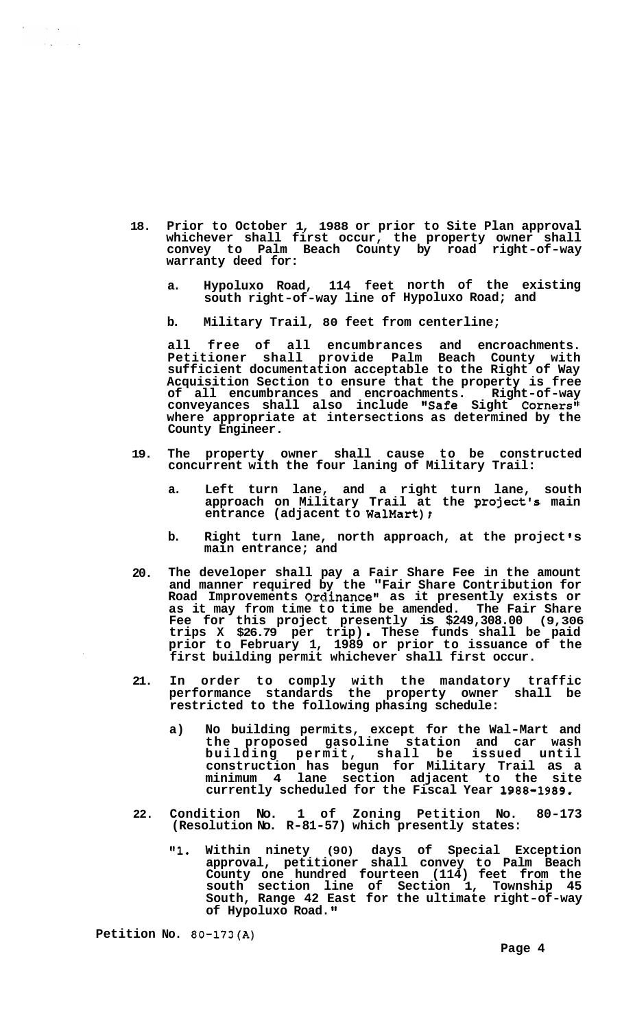18. Prior to October 1, 1988 or prior to Site Plan approval whichever shall first occur, the property owner shall convey to Palm Beach County by road right-of-way warranty deed for:

    a. Hypoluxo Road, 114 feet north of the existing south right-of-way line of Hypoluxo Road; and

    b. Military Trail, 80 feet from centerline;

    all free of all encumbrances and encroachments. Petitioner shall provide Palm Beach County with sufficient documentation acceptable to the Right of Way Acquisition Section to ensure that the property is free of all encumbrances and encroachments. Right-of-way conveyances shall also include "Safe Sight Corners" where appropriate at intersections as determined by the County Engineer.

19. The property owner shall cause to be constructed concurrent with the four laning of Military Trail:

    a. Left turn lane, and a right turn lane, south approach on Military Trail at the project's main entrance (adjacent to WalMart);

    b. Right turn lane, north approach, at the project's main entrance; and

20. The developer shall pay a Fair Share Fee in the amount and manner required by the "Fair Share Contribution for Road Improvements Ordinance" as it presently exists or as it may from time to time be amended. The Fair Share Fee for this project presently is $249,308.00 (9,306 trips X $26.79 per trip). These funds shall be paid prior to February 1, 1989 or prior to issuance of the first building permit whichever shall first occur.

21. In order to comply with the mandatory traffic performance standards the property owner shall be restricted to the following phasing schedule:

    a) No building permits, except for the Wal-Mart and the proposed gasoline station and car wash building permit, shall be issued until construction has begun for Military Trail as a minimum 4 lane section adjacent to the site currently scheduled for the Fiscal Year 1988-1989.

22. Condition No. 1 of Zoning Petition No. 80-173 (Resolution No. R-81-57) which presently states:

    "1. Within ninety (90) days of Special Exception approval, petitioner shall convey to Palm Beach County one hundred fourteen (114) feet from the south section line of Section 1, Township 45 South, Range 42 East for the ultimate right-of-way of Hypoluxo Road."

Petition No. 80-173(A)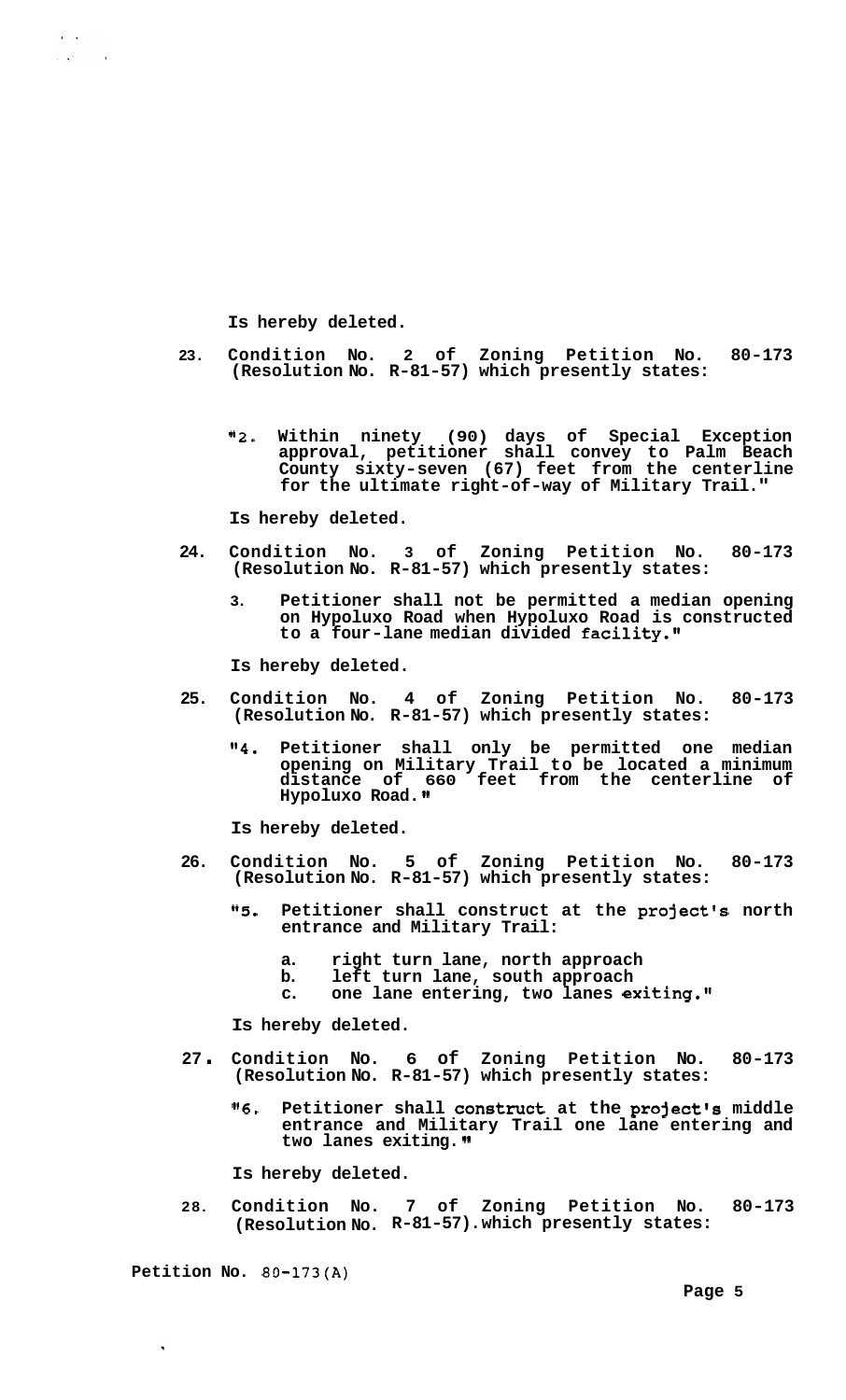**Is hereby deleted.**

23. **Condition No. 2 of Zoning Petition No. 80-173 (Resolution No. R-81-57) which presently states:**

    **"2. Within ninety (90) days of Special Exception approval, petitioner shall convey to Palm Beach County sixty-seven (67) feet from the centerline for the ultimate right-of-way of Military Trail."**

    **Is hereby deleted.**

24. **Condition No. 3 of Zoning Petition No. 80-173 (Resolution No. R-81-57) which presently states:**

    **3. Petitioner shall not be permitted a median opening on Hypoluxo Road when Hypoluxo Road is constructed to a four-lane median divided facility."**

    **Is hereby deleted.**

25. **Condition No. 4 of Zoning Petition No. 80-173 (Resolution No. R-81-57) which presently states:**

    **"4. Petitioner shall only be permitted one median opening on Military Trail to be located a minimum distance of 660 feet from the centerline of Hypoluxo Road."**

    **Is hereby deleted.**

26. **Condition No. 5 of Zoning Petition No. 80-173 (Resolution No. R-81-57) which presently states:**

    **"5. Petitioner shall construct at the project's north entrance and Military Trail:**

    **a. right turn lane, north approach**
    **b. left turn lane, south approach**
    **c. one lane entering, two lanes exiting."**

    **Is hereby deleted.**

27. **Condition No. 6 of Zoning Petition No. 80-173 (Resolution No. R-81-57) which presently states:**

    **"6. Petitioner shall construct at the project's middle entrance and Military Trail one lane entering and two lanes exiting."**

    **Is hereby deleted.**

28. **Condition No. 7 of Zoning Petition No. 80-173 (Resolution No. R-81-57).which presently states:**

**Petition No.** 80-173(A)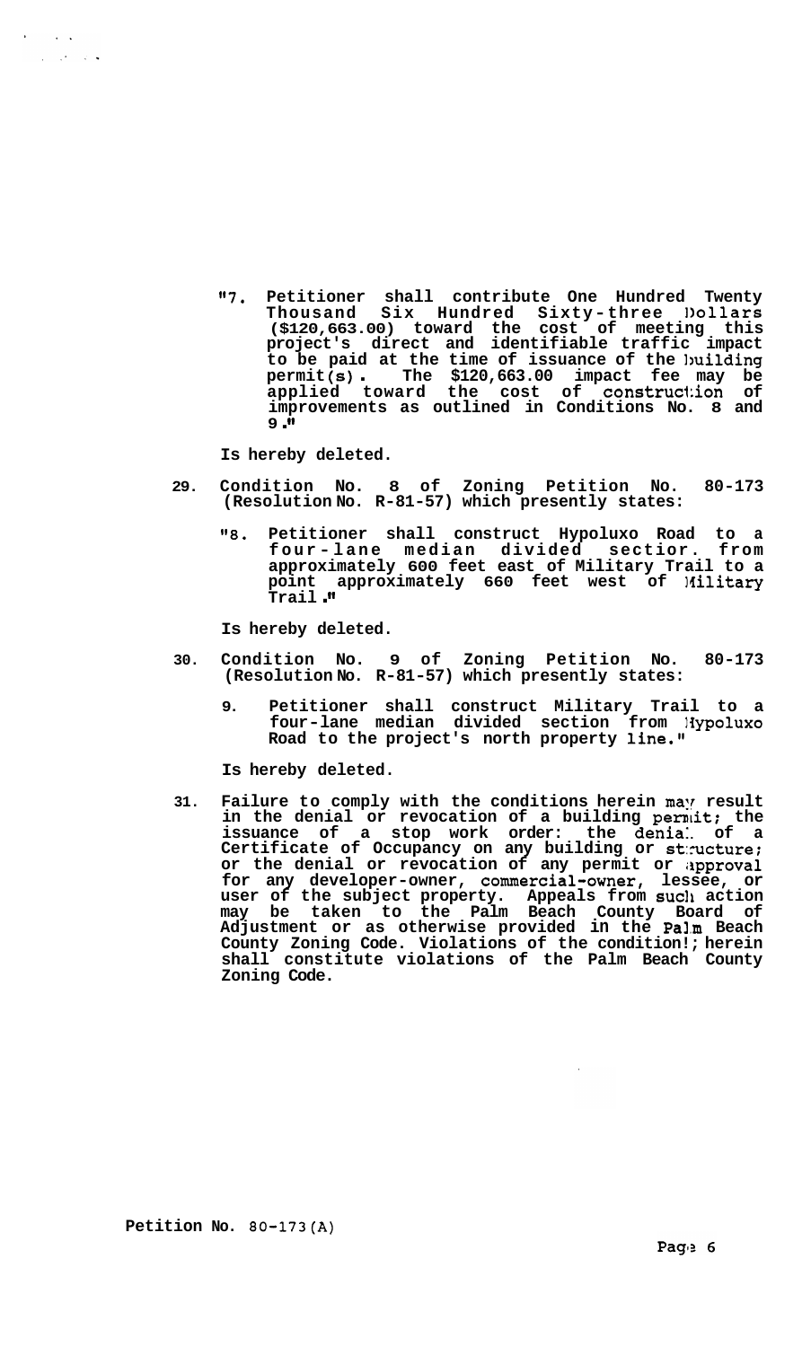"7. Petitioner shall contribute One Hundred Twenty Thousand Six Hundred Sixty-three Dollars ($120,663.00) toward the cost of meeting this project's direct and identifiable traffic impact to be paid at the time of issuance of the building permit(s). The $120,663.00 impact fee may be applied toward the cost of construction of improvements as outlined in Conditions No. 8 and 9."

Is hereby deleted.

29. Condition No. 8 of Zoning Petition No. 80-173 (Resolution No. R-81-57) which presently states:

"8. Petitioner shall construct Hypoluxo Road to a four-lane median divided section from approximately 600 feet east of Military Trail to a point approximately 660 feet west of Military Trail."

Is hereby deleted.

30. Condition No. 9 of Zoning Petition No. 80-173 (Resolution No. R-81-57) which presently states:

9. Petitioner shall construct Military Trail to a four-lane median divided section from Hypoluxo Road to the project's north property line."

Is hereby deleted.

31. Failure to comply with the conditions herein may result in the denial or revocation of a building permit; the issuance of a stop work order: the denial of a Certificate of Occupancy on any building or structure; or the denial or revocation of any permit or approval for any developer-owner, commercial-owner, lessee, or user of the subject property. Appeals from such action may be taken to the Palm Beach County Board of Adjustment or as otherwise provided in the Palm Beach County Zoning Code. Violations of the conditions herein shall constitute violations of the Palm Beach County Zoning Code.

Petition No. 80-173(A)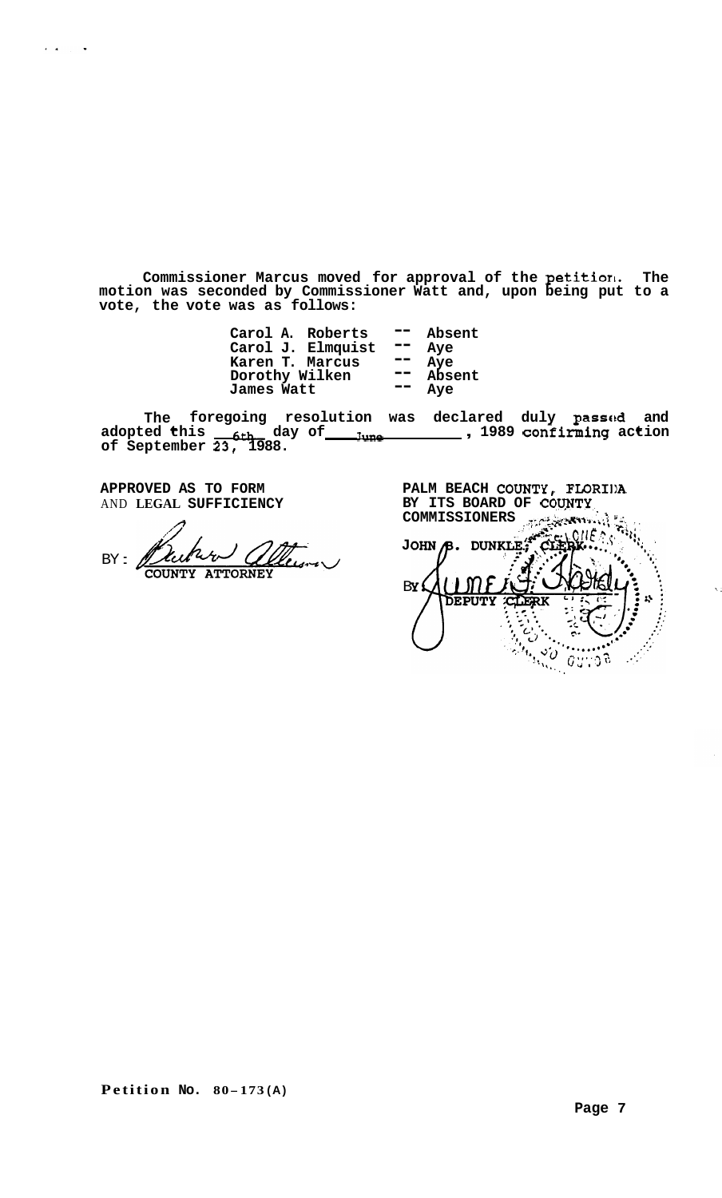Commissioner Marcus moved for approval of the petition. The motion was seconded by Commissioner Watt and, upon being put to a vote, the vote was as follows:

| | | |
|---|---|---|
| Carol A. Roberts | -- | Absent |
| Carol J. Elmquist | -- | Aye |
| Karen T. Marcus | -- | Aye |
| Dorothy Wilken | -- | Absent |
| James Watt | -- | Aye |

The foregoing resolution was declared duly passed and adopted this 6th day of June, 1989 confirming action of September 23, 1988.

APPROVED AS TO FORM AND LEGAL SUFFICIENCY

BY: COUNTY ATTORNEY

PALM BEACH COUNTY, FLORIDA BY ITS BOARD OF COUNTY COMMISSIONERS

JOHN B. DUNKLE, CLERK

BY: DEPUTY CLERK

Petition No. 80-173(A)